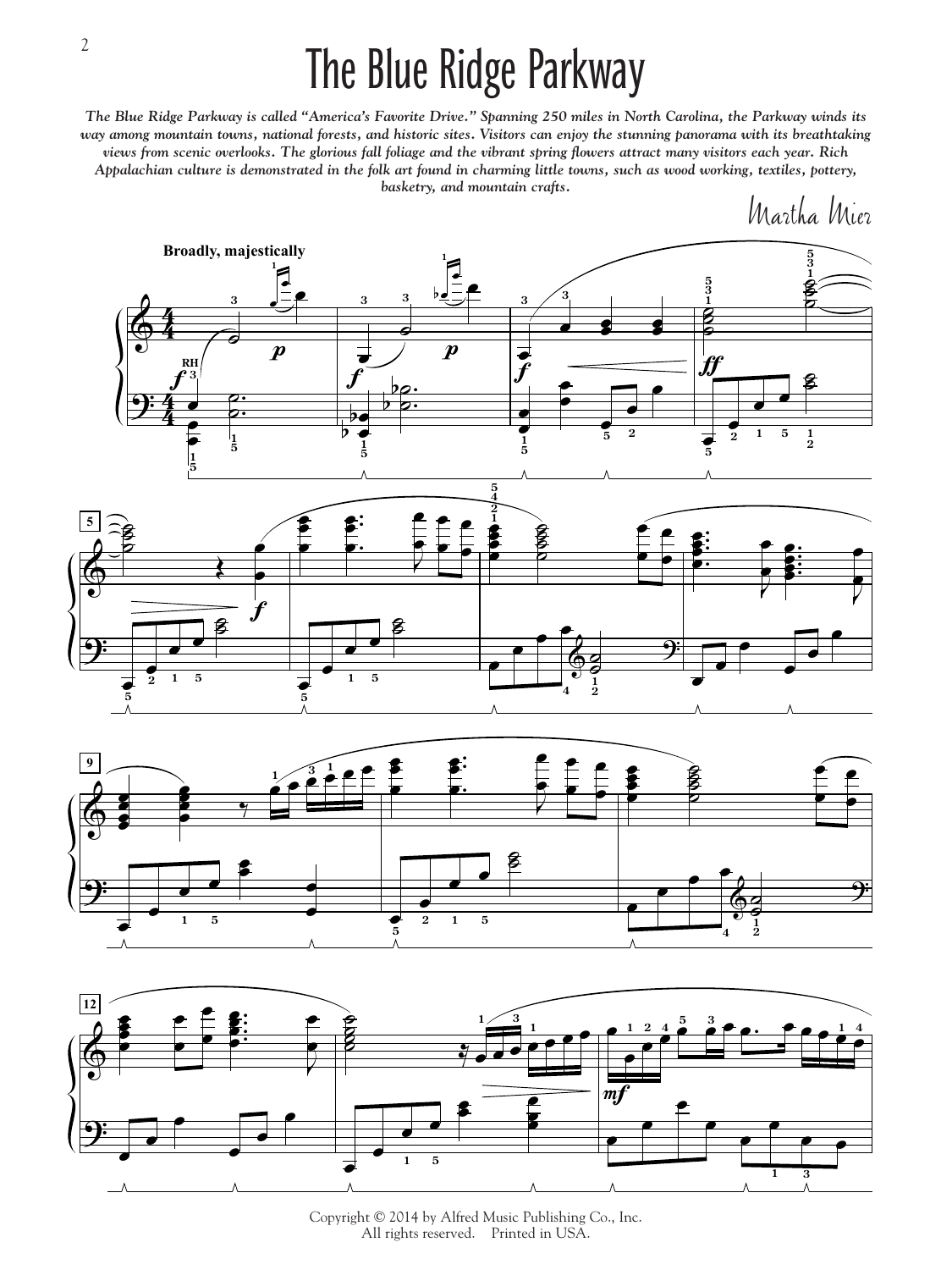# The Blue Ridge Parkway

***The Blue Ridge Parkway is called "America's Favorite Drive." Spanning 250 miles in North Carolina, the Parkway winds its way among mountain towns, national forests, and historic sites. Visitors can enjoy the stunning panorama with its breathtaking views from scenic overlooks. The glorious fall foliage and the vibrant spring flowers attract many visitors each year. Rich Appalachian culture is demonstrated in the folk art found in charming little towns, such as wood working, textiles, pottery, basketry, and mountain crafts.***

Martha Mier

Copyright © 2014 by Alfred Music Publishing Co., Inc.
All rights reserved. Printed in USA.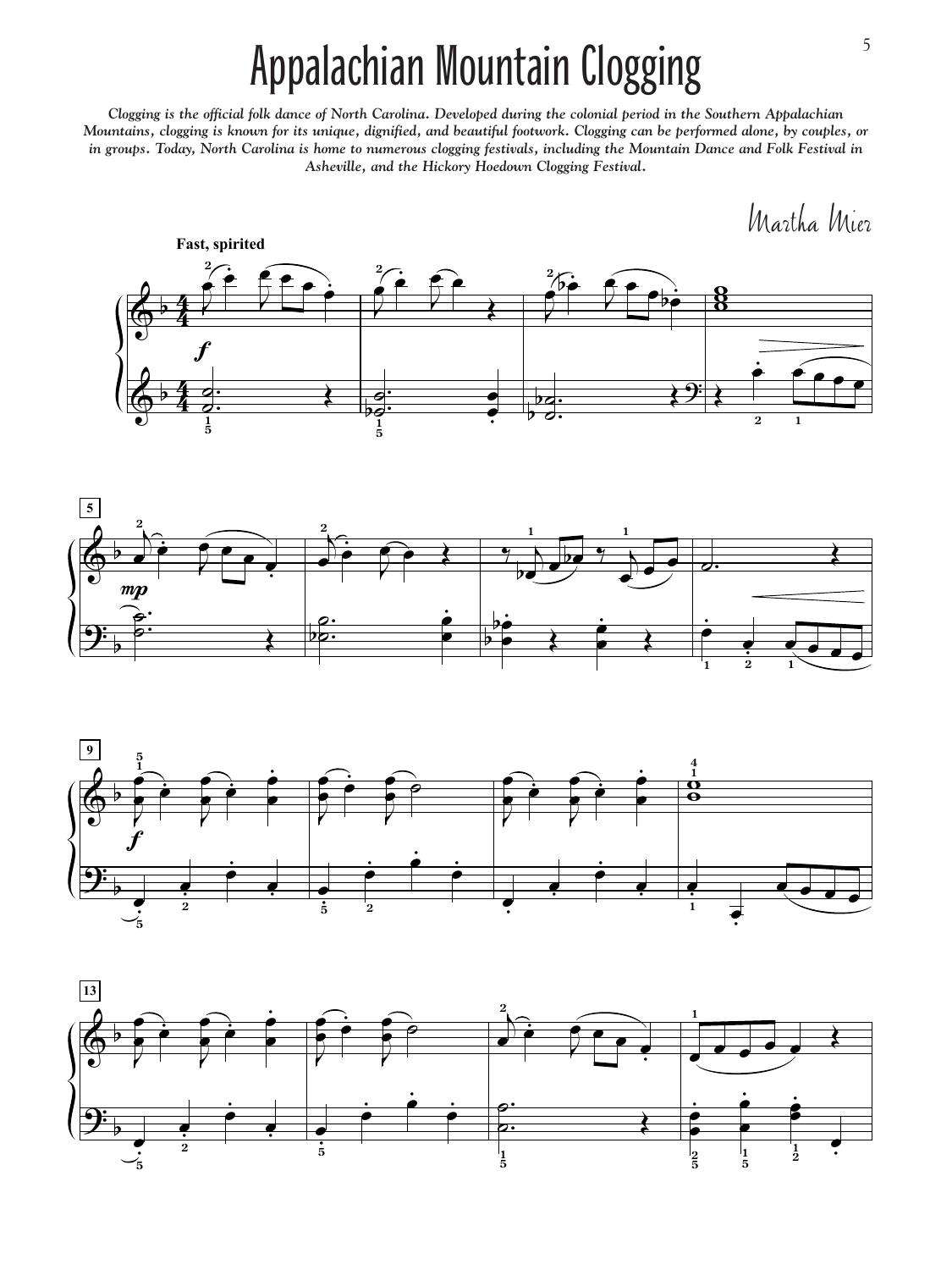# Appalachian Mountain Clogging

*Clogging is the official folk dance of North Carolina. Developed during the colonial period in the Southern Appalachian Mountains, clogging is known for its unique, dignified, and beautiful footwork. Clogging can be performed alone, by couples, or in groups. Today, North Carolina is home to numerous clogging festivals, including the Mountain Dance and Folk Festival in Asheville, and the Hickory Hoedown Clogging Festival.*

Martha Mier

**Fast, spirited**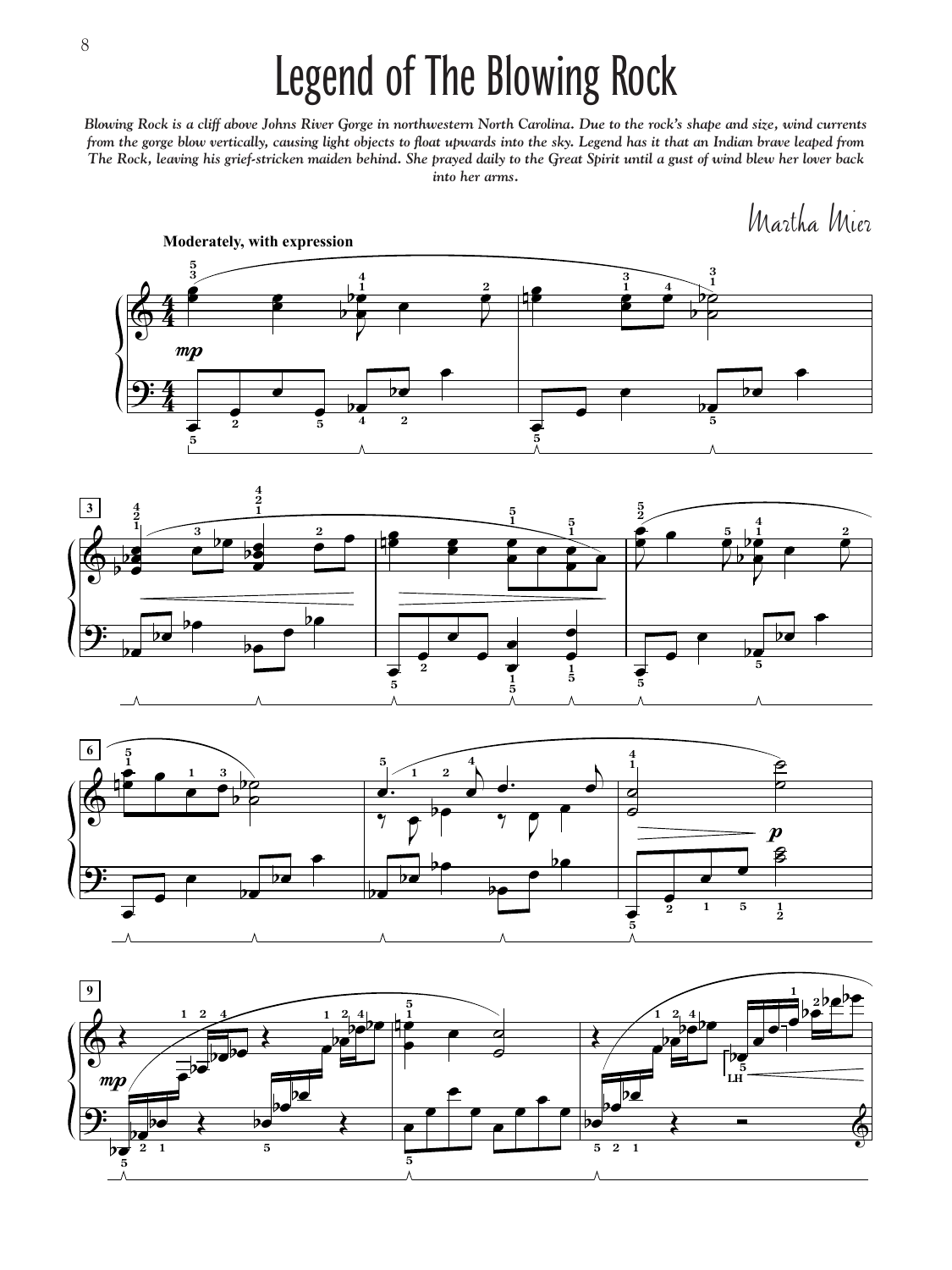# Legend of The Blowing Rock

*Blowing Rock is a cliff above Johns River Gorge in northwestern North Carolina. Due to the rock's shape and size, wind currents from the gorge blow vertically, causing light objects to float upwards into the sky. Legend has it that an Indian brave leaped from The Rock, leaving his grief-stricken maiden behind. She prayed daily to the Great Spirit until a gust of wind blew her lover back into her arms.*

Martha Mier

**Moderately, with expression**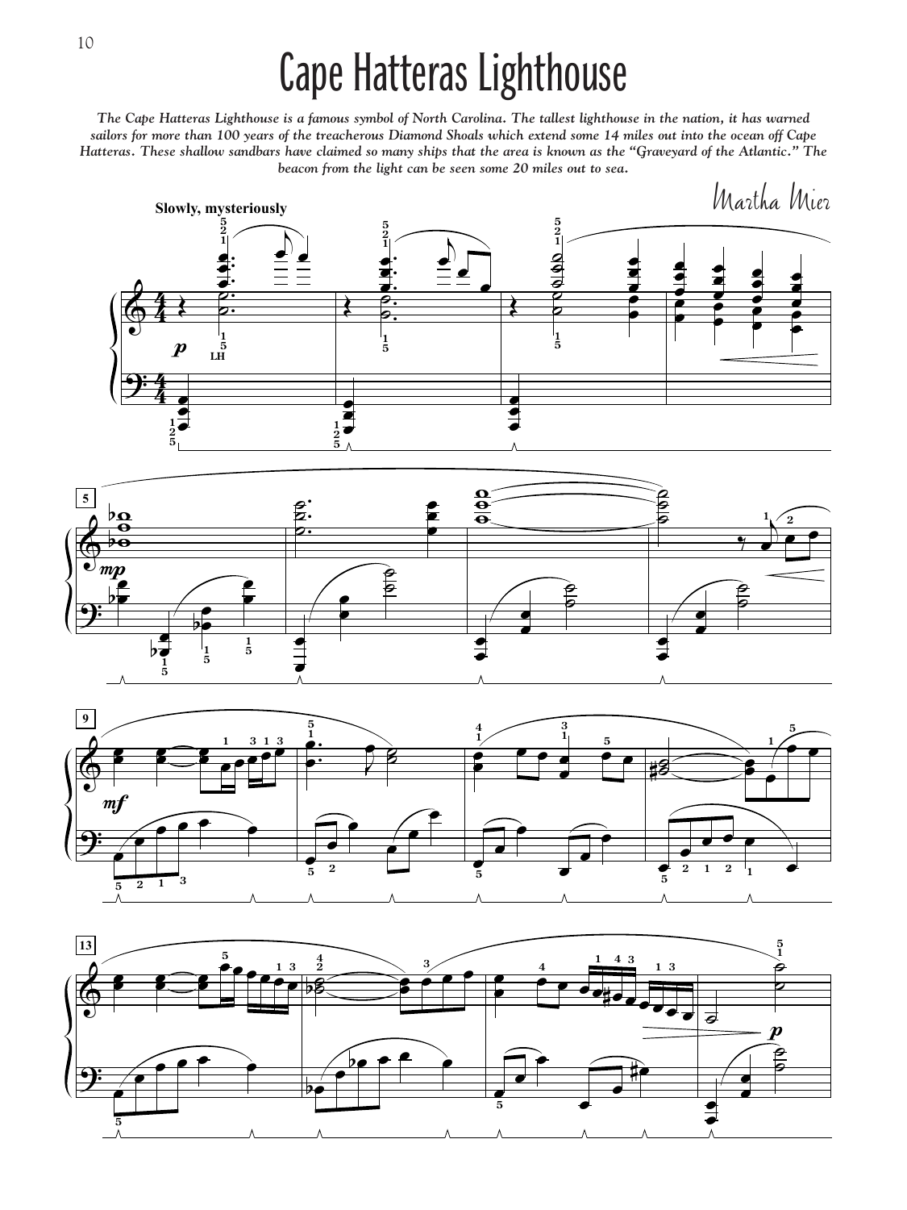# Cape Hatteras Lighthouse

*The Cape Hatteras Lighthouse is a famous symbol of North Carolina. The tallest lighthouse in the nation, it has warned sailors for more than 100 years of the treacherous Diamond Shoals which extend some 14 miles out into the ocean off Cape Hatteras. These shallow sandbars have claimed so many ships that the area is known as the "Graveyard of the Atlantic." The beacon from the light can be seen some 20 miles out to sea.*

Martha Mier

**Slowly, mysteriously**